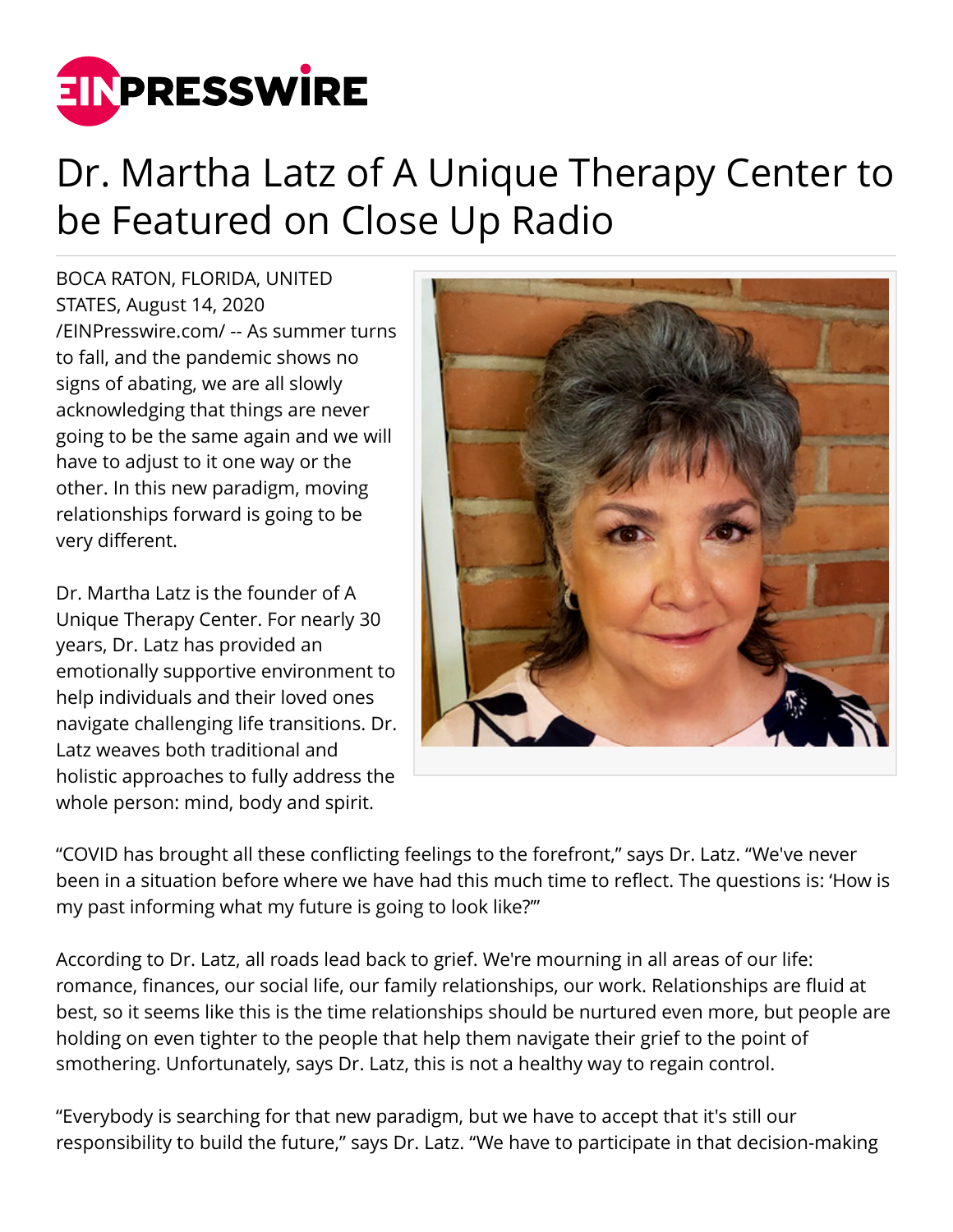# Dr. Martha Latz of A Unique Therapy Center to be Featured on Close Up Radio

BOCA RATON, FLORIDA, UNITED STATES, August 14, 2020 /EINPresswire.com/ -- As summer turns to fall, and the pandemic shows no signs of abating, we are all slowly acknowledging that things are never going to be the same again and we will have to adjust to it one way or the other. In this new paradigm, moving relationships forward is going to be very different.

Dr. Martha Latz is the founder of A Unique Therapy Center. For nearly 30 years, Dr. Latz has provided an emotionally supportive environment to help individuals and their loved ones navigate challenging life transitions. Dr. Latz weaves both traditional and holistic approaches to fully address the whole person: mind, body and spirit.

"COVID has brought all these conflicting feelings to the forefront," says Dr. Latz. "We've never been in a situation before where we have had this much time to reflect. The questions is: 'How is my past informing what my future is going to look like?'"

According to Dr. Latz, all roads lead back to grief. We're mourning in all areas of our life: romance, finances, our social life, our family relationships, our work. Relationships are fluid at best, so it seems like this is the time relationships should be nurtured even more, but people are holding on even tighter to the people that help them navigate their grief to the point of smothering. Unfortunately, says Dr. Latz, this is not a healthy way to regain control.

"Everybody is searching for that new paradigm, but we have to accept that it's still our responsibility to build the future," says Dr. Latz. "We have to participate in that decision-making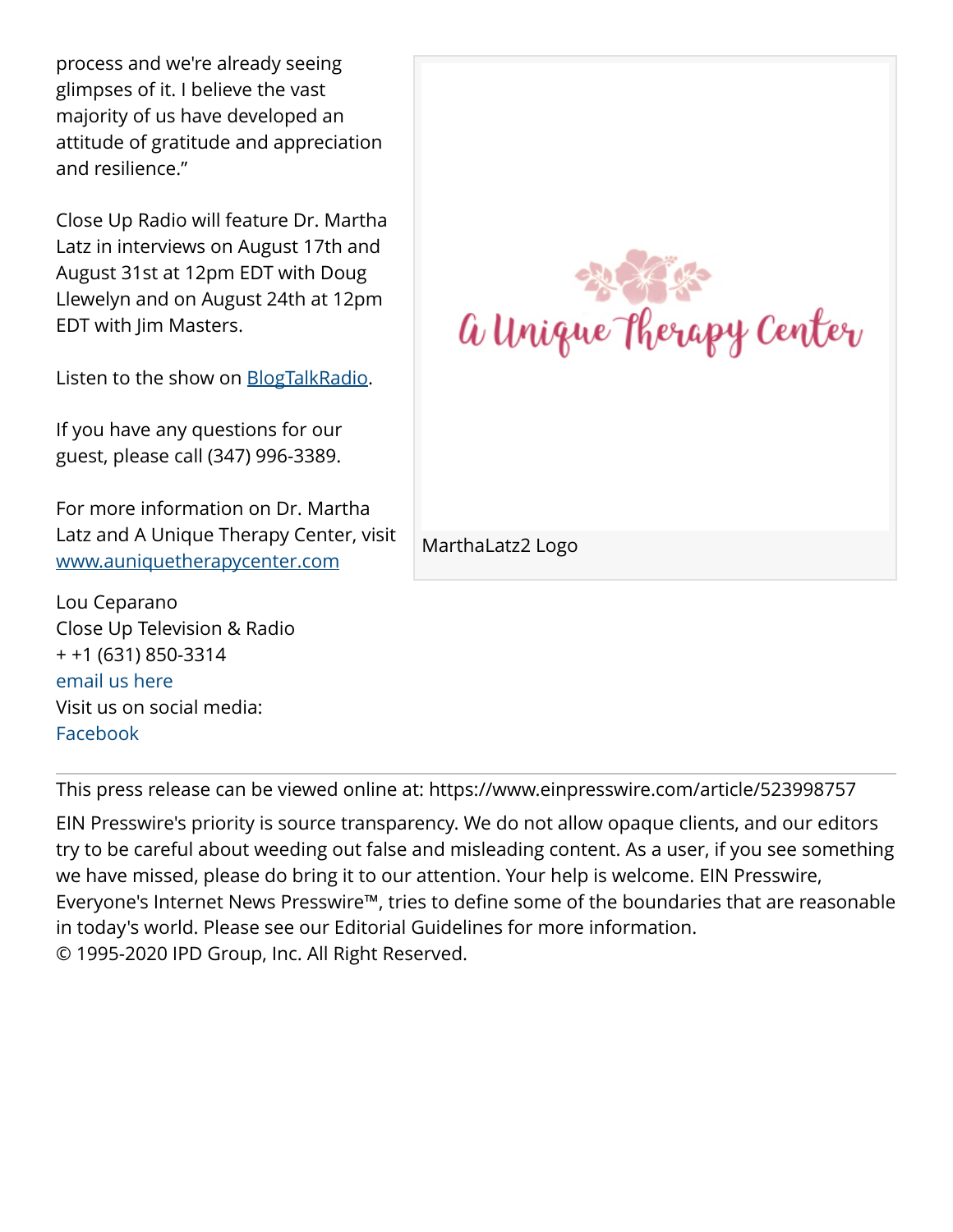process and we're already seeing glimpses of it. I believe the vast majority of us have developed an attitude of gratitude and appreciation and resilience."

Close Up Radio will feature Dr. Martha Latz in interviews on August 17th and August 31st at 12pm EDT with Doug Llewelyn and on August 24th at 12pm EDT with Jim Masters.

Listen to the show on BlogTalkRadio.

If you have any questions for our guest, please call (347) 996-3389.

For more information on Dr. Martha Latz and A Unique Therapy Center, visit www.auniquetherapycenter.com

MarthaLatz2 Logo

Lou Ceparano
Close Up Television & Radio
+ +1 (631) 850-3314
email us here
Visit us on social media:
Facebook

---

This press release can be viewed online at: https://www.einpresswire.com/article/523998757

EIN Presswire's priority is source transparency. We do not allow opaque clients, and our editors try to be careful about weeding out false and misleading content. As a user, if you see something we have missed, please do bring it to our attention. Your help is welcome. EIN Presswire, Everyone's Internet News Presswire™, tries to define some of the boundaries that are reasonable in today's world. Please see our Editorial Guidelines for more information.
© 1995-2020 IPD Group, Inc. All Right Reserved.